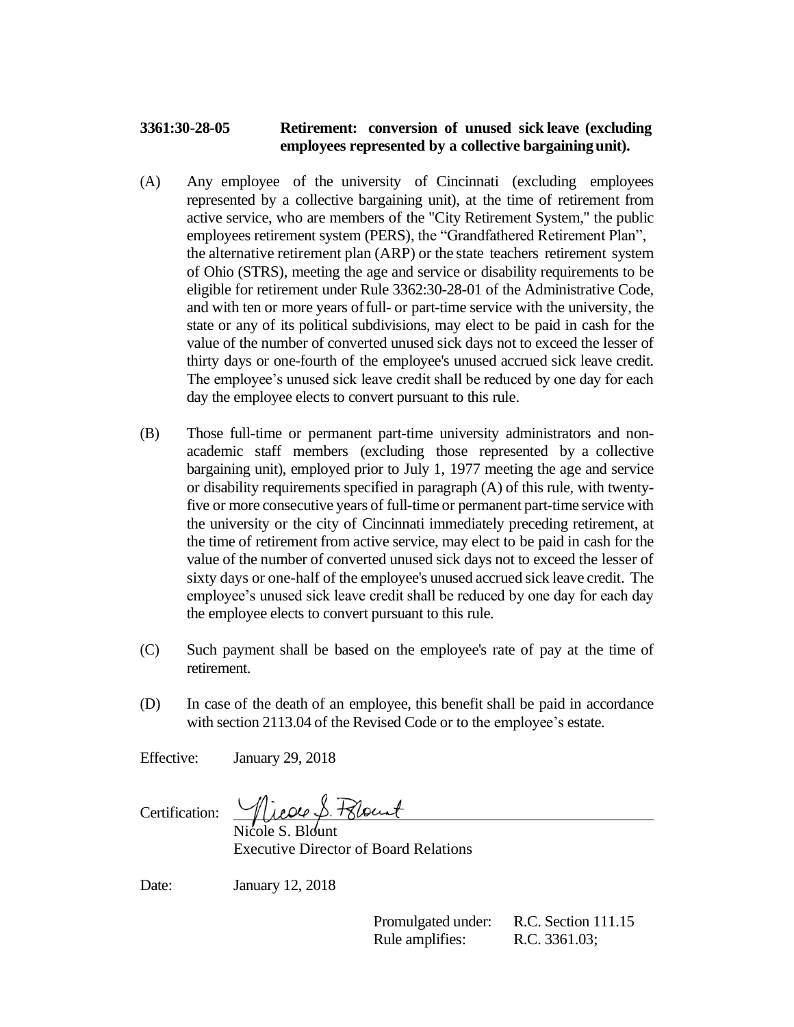**3361:30-28-05 Retirement: conversion of unused sick leave (excluding employees represented by a collective bargaining unit).**

(A) Any employee of the university of Cincinnati (excluding employees represented by a collective bargaining unit), at the time of retirement from active service, who are members of the "City Retirement System," the public employees retirement system (PERS), the "Grandfathered Retirement Plan", the alternative retirement plan (ARP) or the state teachers retirement system of Ohio (STRS), meeting the age and service or disability requirements to be eligible for retirement under Rule 3362:30-28-01 of the Administrative Code, and with ten or more years of full- or part-time service with the university, the state or any of its political subdivisions, may elect to be paid in cash for the value of the number of converted unused sick days not to exceed the lesser of thirty days or one-fourth of the employee's unused accrued sick leave credit. The employee's unused sick leave credit shall be reduced by one day for each day the employee elects to convert pursuant to this rule.

(B) Those full-time or permanent part-time university administrators and non-academic staff members (excluding those represented by a collective bargaining unit), employed prior to July 1, 1977 meeting the age and service or disability requirements specified in paragraph (A) of this rule, with twenty-five or more consecutive years of full-time or permanent part-time service with the university or the city of Cincinnati immediately preceding retirement, at the time of retirement from active service, may elect to be paid in cash for the value of the number of converted unused sick days not to exceed the lesser of sixty days or one-half of the employee's unused accrued sick leave credit. The employee's unused sick leave credit shall be reduced by one day for each day the employee elects to convert pursuant to this rule.

(C) Such payment shall be based on the employee's rate of pay at the time of retirement.

(D) In case of the death of an employee, this benefit shall be paid in accordance with section 2113.04 of the Revised Code or to the employee's estate.

Effective: January 29, 2018

Certification: Nicole S. Blount
Nicole S. Blount
Executive Director of Board Relations

Date: January 12, 2018

Promulgated under: R.C. Section 111.15
Rule amplifies: R.C. 3361.03;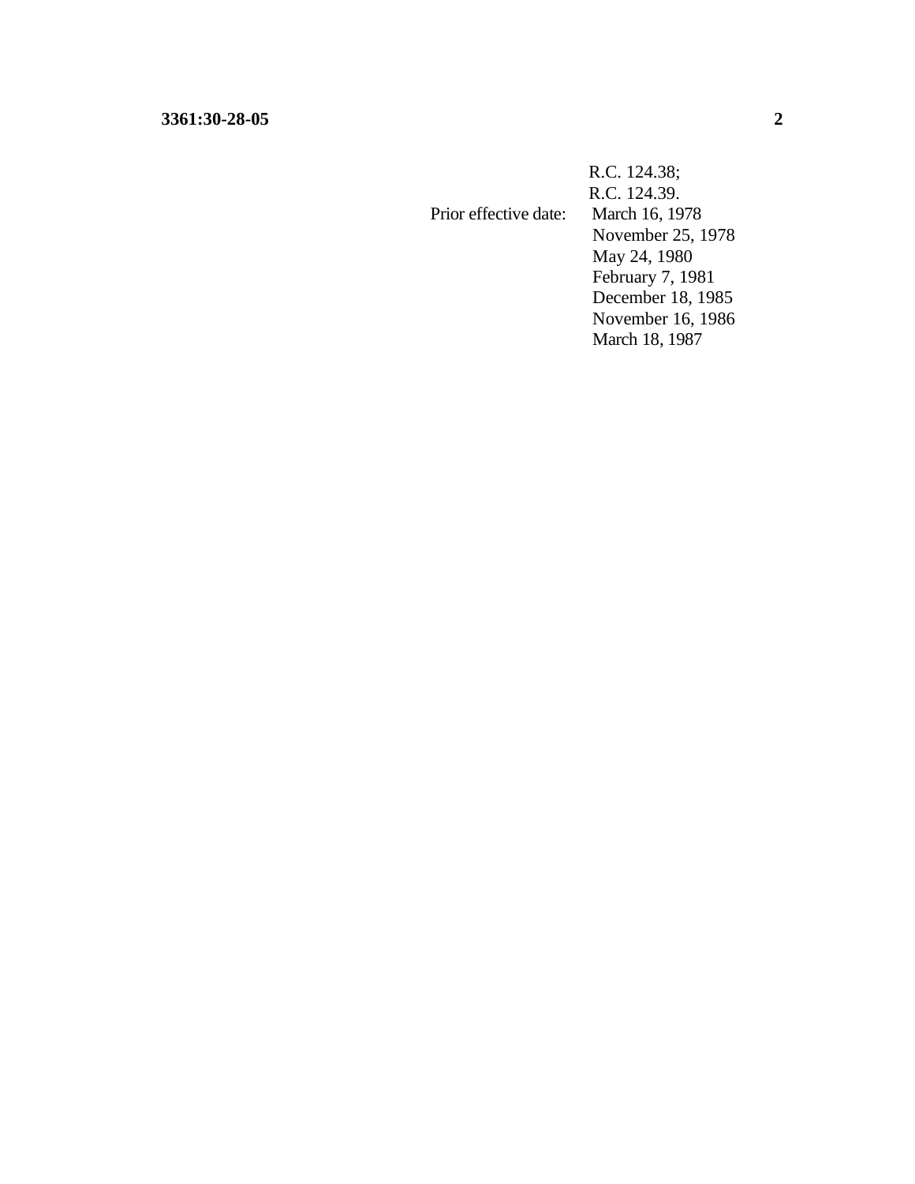R.C. 124.38;
R.C. 124.39.

Prior effective date: March 16, 1978
November 25, 1978
May 24, 1980
February 7, 1981
December 18, 1985
November 16, 1986
March 18, 1987